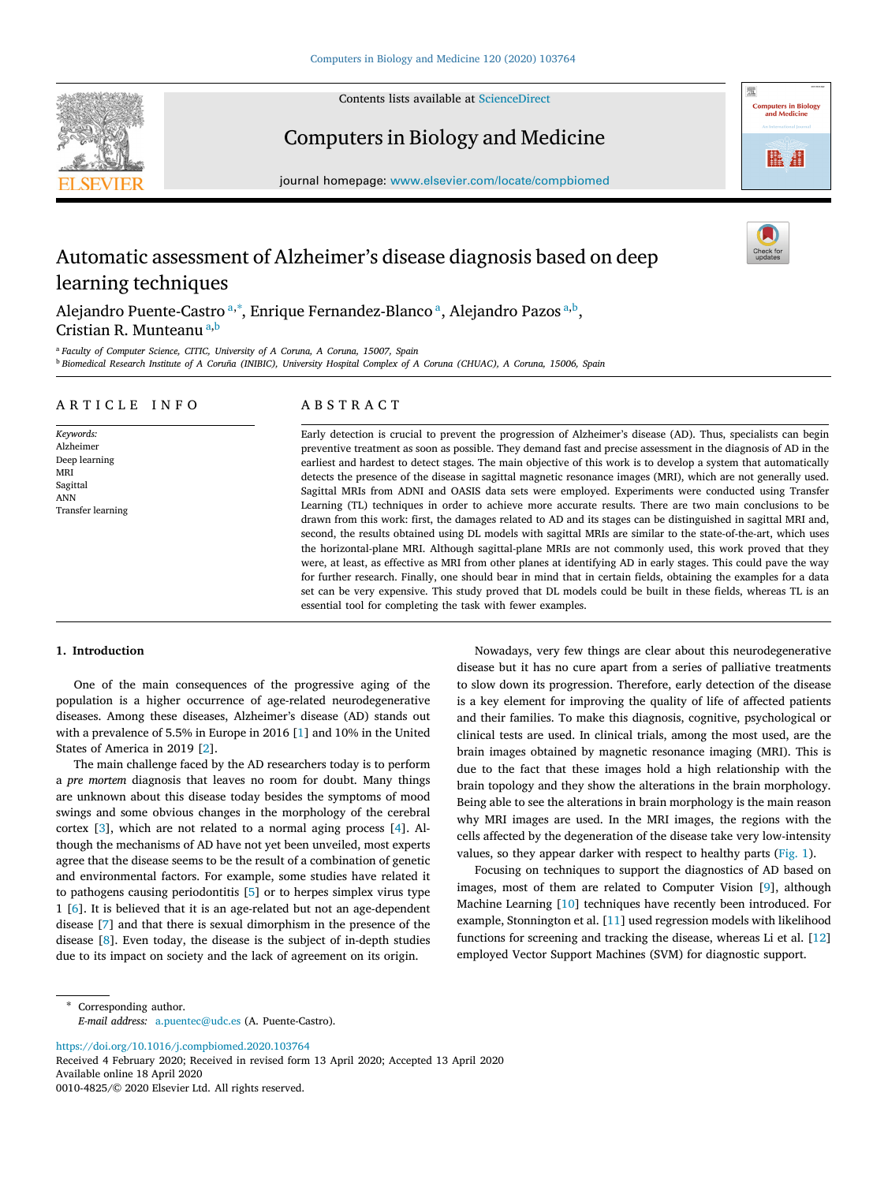# Automatic assessment of Alzheimer's disease diagnosis based on deep learning techniques

Alejandro Puente-Castro [a,*], Enrique Fernandez-Blanco [a], Alejandro Pazos [a,b], Cristian R. Munteanu [a,b]

[a] Faculty of Computer Science, CITIC, University of A Coruna, A Coruna, 15007, Spain

[b] Biomedical Research Institute of A Coruña (INIBIC), University Hospital Complex of A Coruna (CHUAC), A Coruna, 15006, Spain

## ARTICLE INFO

*Keywords:*
Alzheimer
Deep learning
MRI
Sagittal
ANN
Transfer learning

## ABSTRACT

Early detection is crucial to prevent the progression of Alzheimer's disease (AD). Thus, specialists can begin preventive treatment as soon as possible. They demand fast and precise assessment in the diagnosis of AD in the earliest and hardest to detect stages. The main objective of this work is to develop a system that automatically detects the presence of the disease in sagittal magnetic resonance images (MRI), which are not generally used. Sagittal MRIs from ADNI and OASIS data sets were employed. Experiments were conducted using Transfer Learning (TL) techniques in order to achieve more accurate results. There are two main conclusions to be drawn from this work: first, the damages related to AD and its stages can be distinguished in sagittal MRI and, second, the results obtained using DL models with sagittal MRIs are similar to the state-of-the-art, which uses the horizontal-plane MRI. Although sagittal-plane MRIs are not commonly used, this work proved that they were, at least, as effective as MRI from other planes at identifying AD in early stages. This could pave the way for further research. Finally, one should bear in mind that in certain fields, obtaining the examples for a data set can be very expensive. This study proved that DL models could be built in these fields, whereas TL is an essential tool for completing the task with fewer examples.

## 1. Introduction

One of the main consequences of the progressive aging of the population is a higher occurrence of age-related neurodegenerative diseases. Among these diseases, Alzheimer's disease (AD) stands out with a prevalence of 5.5% in Europe in 2016 [1] and 10% in the United States of America in 2019 [2].

The main challenge faced by the AD researchers today is to perform a *pre mortem* diagnosis that leaves no room for doubt. Many things are unknown about this disease today besides the symptoms of mood swings and some obvious changes in the morphology of the cerebral cortex [3], which are not related to a normal aging process [4]. Although the mechanisms of AD have not yet been unveiled, most experts agree that the disease seems to be the result of a combination of genetic and environmental factors. For example, some studies have related it to pathogens causing periodontitis [5] or to herpes simplex virus type 1 [6]. It is believed that it is an age-related but not an age-dependent disease [7] and that there is sexual dimorphism in the presence of the disease [8]. Even today, the disease is the subject of in-depth studies due to its impact on society and the lack of agreement on its origin.

Nowadays, very few things are clear about this neurodegenerative disease but it has no cure apart from a series of palliative treatments to slow down its progression. Therefore, early detection of the disease is a key element for improving the quality of life of affected patients and their families. To make this diagnosis, cognitive, psychological or clinical tests are used. In clinical trials, among the most used, are the brain images obtained by magnetic resonance imaging (MRI). This is due to the fact that these images hold a high relationship with the brain topology and they show the alterations in the brain morphology. Being able to see the alterations in brain morphology is the main reason why MRI images are used. In the MRI images, the regions with the cells affected by the degeneration of the disease take very low-intensity values, so they appear darker with respect to healthy parts (Fig. 1).

Focusing on techniques to support the diagnostics of AD based on images, most of them are related to Computer Vision [9], although Machine Learning [10] techniques have recently been introduced. For example, Stonnington et al. [11] used regression models with likelihood functions for screening and tracking the disease, whereas Li et al. [12] employed Vector Support Machines (SVM) for diagnostic support.

\* Corresponding author.
*E-mail address:* a.puentec@udc.es (A. Puente-Castro).

https://doi.org/10.1016/j.compbiomed.2020.103764
Received 4 February 2020; Received in revised form 13 April 2020; Accepted 13 April 2020
Available online 18 April 2020
0010-4825/© 2020 Elsevier Ltd. All rights reserved.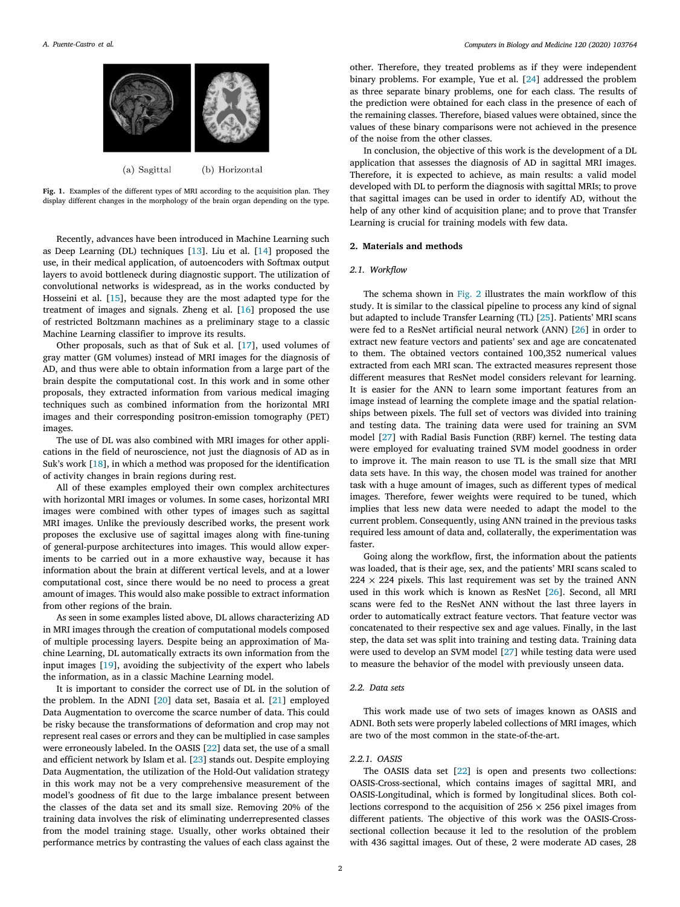(a) Sagittal (b) Horizontal

**Fig. 1.** Examples of the different types of MRI according to the acquisition plan. They display different changes in the morphology of the brain organ depending on the type.

Recently, advances have been introduced in Machine Learning such as Deep Learning (DL) techniques [13]. Liu et al. [14] proposed the use, in their medical application, of autoencoders with Softmax output layers to avoid bottleneck during diagnostic support. The utilization of convolutional networks is widespread, as in the works conducted by Hosseini et al. [15], because they are the most adapted type for the treatment of images and signals. Zheng et al. [16] proposed the use of restricted Boltzmann machines as a preliminary stage to a classic Machine Learning classifier to improve its results.

Other proposals, such as that of Suk et al. [17], used volumes of gray matter (GM volumes) instead of MRI images for the diagnosis of AD, and thus were able to obtain information from a large part of the brain despite the computational cost. In this work and in some other proposals, they extracted information from various medical imaging techniques such as combined information from the horizontal MRI images and their corresponding positron-emission tomography (PET) images.

The use of DL was also combined with MRI images for other applications in the field of neuroscience, not just the diagnosis of AD as in Suk's work [18], in which a method was proposed for the identification of activity changes in brain regions during rest.

All of these examples employed their own complex architectures with horizontal MRI images or volumes. In some cases, horizontal MRI images were combined with other types of images such as sagittal MRI images. Unlike the previously described works, the present work proposes the exclusive use of sagittal images along with fine-tuning of general-purpose architectures into images. This would allow experiments to be carried out in a more exhaustive way, because it has information about the brain at different vertical levels, and at a lower computational cost, since there would be no need to process a great amount of images. This would also make possible to extract information from other regions of the brain.

As seen in some examples listed above, DL allows characterizing AD in MRI images through the creation of computational models composed of multiple processing layers. Despite being an approximation of Machine Learning, DL automatically extracts its own information from the input images [19], avoiding the subjectivity of the expert who labels the information, as in a classic Machine Learning model.

It is important to consider the correct use of DL in the solution of the problem. In the ADNI [20] data set, Basaia et al. [21] employed Data Augmentation to overcome the scarce number of data. This could be risky because the transformations of deformation and crop may not represent real cases or errors and they can be multiplied in case samples were erroneously labeled. In the OASIS [22] data set, the use of a small and efficient network by Islam et al. [23] stands out. Despite employing Data Augmentation, the utilization of the Hold-Out validation strategy in this work may not be a very comprehensive measurement of the model's goodness of fit due to the large imbalance present between the classes of the data set and its small size. Removing 20% of the training data involves the risk of eliminating underrepresented classes from the model training stage. Usually, other works obtained their performance metrics by contrasting the values of each class against the other. Therefore, they treated problems as if they were independent binary problems. For example, Yue et al. [24] addressed the problem as three separate binary problems, one for each class. The results of the prediction were obtained for each class in the presence of each of the remaining classes. Therefore, biased values were obtained, since the values of these binary comparisons were not achieved in the presence of the noise from the other classes.

In conclusion, the objective of this work is the development of a DL application that assesses the diagnosis of AD in sagittal MRI images. Therefore, it is expected to achieve, as main results: a valid model developed with DL to perform the diagnosis with sagittal MRIs; to prove that sagittal images can be used in order to identify AD, without the help of any other kind of acquisition plane; and to prove that Transfer Learning is crucial for training models with few data.

## 2. Materials and methods

### 2.1. Workflow

The schema shown in Fig. 2 illustrates the main workflow of this study. It is similar to the classical pipeline to process any kind of signal but adapted to include Transfer Learning (TL) [25]. Patients' MRI scans were fed to a ResNet artificial neural network (ANN) [26] in order to extract new feature vectors and patients' sex and age are concatenated to them. The obtained vectors contained 100,352 numerical values extracted from each MRI scan. The extracted measures represent those different measures that ResNet model considers relevant for learning. It is easier for the ANN to learn some important features from an image instead of learning the complete image and the spatial relationships between pixels. The full set of vectors was divided into training and testing data. The training data were used for training an SVM model [27] with Radial Basis Function (RBF) kernel. The testing data were employed for evaluating trained SVM model goodness in order to improve it. The main reason to use TL is the small size that MRI data sets have. In this way, the chosen model was trained for another task with a huge amount of images, such as different types of medical images. Therefore, fewer weights were required to be tuned, which implies that less new data were needed to adapt the model to the current problem. Consequently, using ANN trained in the previous tasks required less amount of data and, collaterally, the experimentation was faster.

Going along the workflow, first, the information about the patients was loaded, that is their age, sex, and the patients' MRI scans scaled to $224 \times 224$ pixels. This last requirement was set by the trained ANN used in this work which is known as ResNet [26]. Second, all MRI scans were fed to the ResNet ANN without the last three layers in order to automatically extract feature vectors. That feature vector was concatenated to their respective sex and age values. Finally, in the last step, the data set was split into training and testing data. Training data were used to develop an SVM model [27] while testing data were used to measure the behavior of the model with previously unseen data.

### 2.2. Data sets

This work made use of two sets of images known as OASIS and ADNI. Both sets were properly labeled collections of MRI images, which are two of the most common in the state-of-the-art.

#### 2.2.1. OASIS

The OASIS data set [22] is open and presents two collections: OASIS-Cross-sectional, which contains images of sagittal MRI, and OASIS-Longitudinal, which is formed by longitudinal slices. Both collections correspond to the acquisition of $256 \times 256$ pixel images from different patients. The objective of this work was the OASIS-Cross-sectional collection because it led to the resolution of the problem with 436 sagittal images. Out of these, 2 were moderate AD cases, 28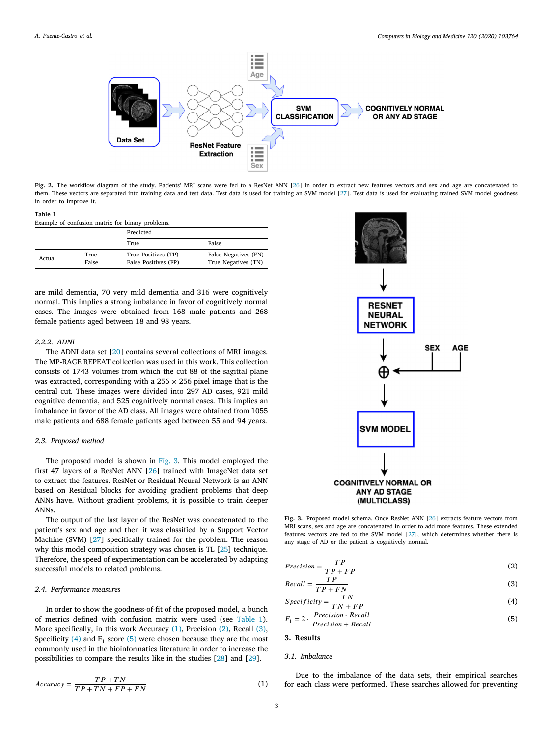**Fig. 2.** The workflow diagram of the study. Patients' MRI scans were fed to a ResNet ANN [26] in order to extract new features vectors and sex and age are concatenated to them. These vectors are separated into training data and test data. Test data is used for training an SVM model [27]. Test data is used for evaluating trained SVM model goodness in order to improve it.

**Table 1**
Example of confusion matrix for binary problems.

| | | Predicted | |
|---|---|---|---|
| | | True | False |
| Actual | True | True Positives (TP) | False Negatives (FN) |
| | False | False Positives (FP) | True Negatives (TN) |

are mild dementia, 70 very mild dementia and 316 were cognitively normal. This implies a strong imbalance in favor of cognitively normal cases. The images were obtained from 168 male patients and 268 female patients aged between 18 and 98 years.

#### *2.2.2. ADNI*

The ADNI data set [20] contains several collections of MRI images. The MP-RAGE REPEAT collection was used in this work. This collection consists of 1743 volumes from which the cut 88 of the sagittal plane was extracted, corresponding with a 256 × 256 pixel image that is the central cut. These images were divided into 297 AD cases, 921 mild cognitive dementia, and 525 cognitively normal cases. This implies an imbalance in favor of the AD class. All images were obtained from 1055 male patients and 688 female patients aged between 55 and 94 years.

### *2.3. Proposed method*

The proposed model is shown in Fig. 3. This model employed the first 47 layers of a ResNet ANN [26] trained with ImageNet data set to extract the features. ResNet or Residual Neural Network is an ANN based on Residual blocks for avoiding gradient problems that deep ANNs have. Without gradient problems, it is possible to train deeper ANNs.

The output of the last layer of the ResNet was concatenated to the patient's sex and age and then it was classified by a Support Vector Machine (SVM) [27] specifically trained for the problem. The reason why this model composition strategy was chosen is TL [25] technique. Therefore, the speed of experimentation can be accelerated by adapting successful models to related problems.

### *2.4. Performance measures*

In order to show the goodness-of-fit of the proposed model, a bunch of metrics defined with confusion matrix were used (see Table 1). More specifically, in this work Accuracy (1), Precision (2), Recall (3), Specificity (4) and $F_1$ score (5) were chosen because they are the most commonly used in the bioinformatics literature in order to increase the possibilities to compare the results like in the studies [28] and [29].

$$Accuracy = \frac{TP + TN}{TP + TN + FP + FN} \quad (1)$$

**Fig. 3.** Proposed model schema. Once ResNet ANN [26] extracts feature vectors from MRI scans, sex and age are concatenated in order to add more features. These extended features vectors are fed to the SVM model [27], which determines whether there is any stage of AD or the patient is cognitively normal.

$$Precision = \frac{TP}{TP + FP} \quad (2)$$

$$Recall = \frac{TP}{TP + FN} \quad (3)$$

$$Specificity = \frac{TN}{TN + FP} \quad (4)$$

$$F_1 = 2 \cdot \frac{Precision \cdot Recall}{Precision + Recall} \quad (5)$$

## 3. Results

### *3.1. Imbalance*

Due to the imbalance of the data sets, their empirical searches for each class were performed. These searches allowed for preventing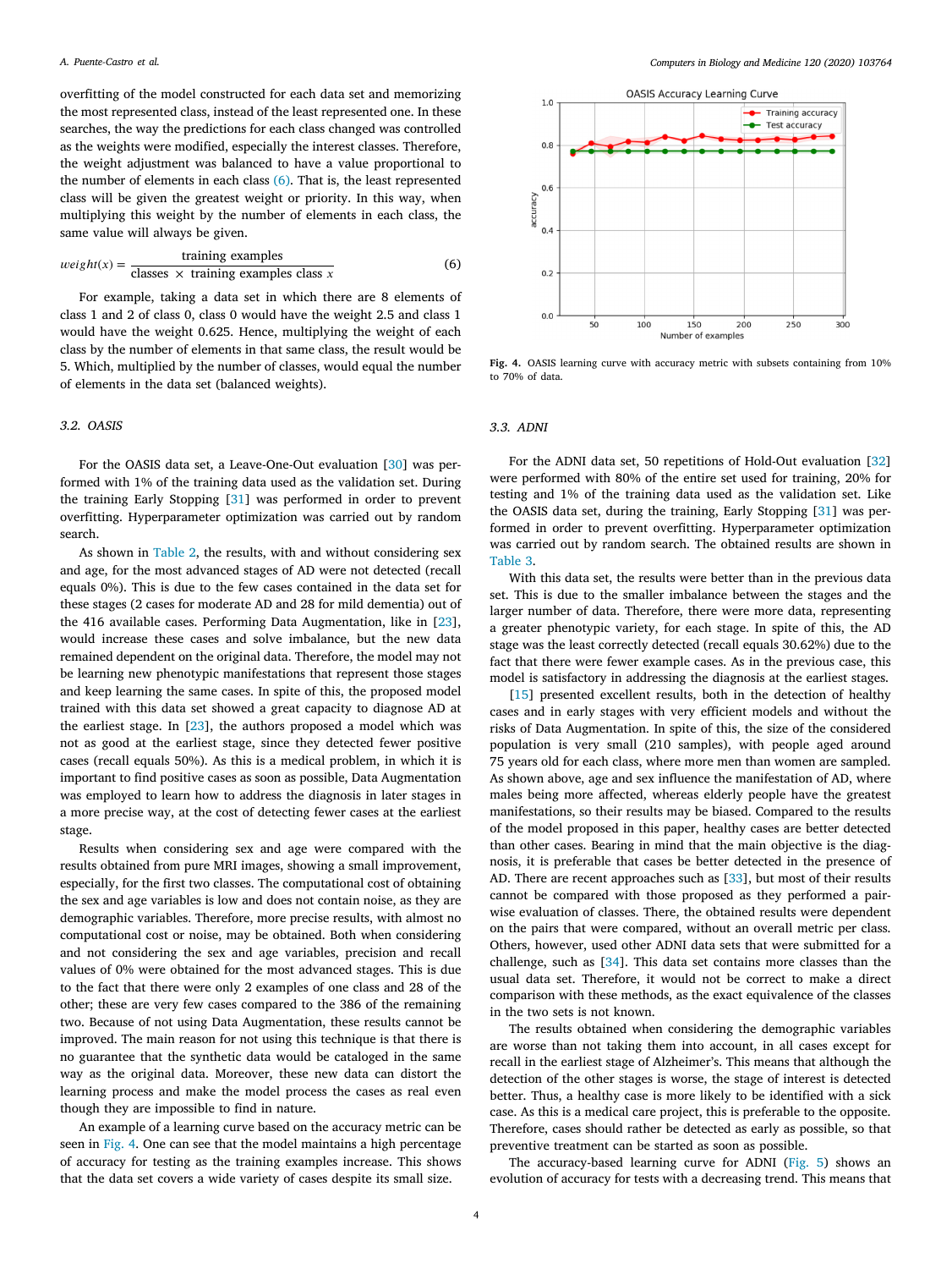overfitting of the model constructed for each data set and memorizing the most represented class, instead of the least represented one. In these searches, the way the predictions for each class changed was controlled as the weights were modified, especially the interest classes. Therefore, the weight adjustment was balanced to have a value proportional to the number of elements in each class (6). That is, the least represented class will be given the greatest weight or priority. In this way, when multiplying this weight by the number of elements in each class, the same value will always be given.

$$weight(x) = \frac{\text{training examples}}{\text{classes} \times \text{training examples class } x} \tag{6}$$

For example, taking a data set in which there are 8 elements of class 1 and 2 of class 0, class 0 would have the weight 2.5 and class 1 would have the weight 0.625. Hence, multiplying the weight of each class by the number of elements in that same class, the result would be 5. Which, multiplied by the number of classes, would equal the number of elements in the data set (balanced weights).

### 3.2. OASIS

For the OASIS data set, a Leave-One-Out evaluation [30] was performed with 1% of the training data used as the validation set. During the training Early Stopping [31] was performed in order to prevent overfitting. Hyperparameter optimization was carried out by random search.

As shown in Table 2, the results, with and without considering sex and age, for the most advanced stages of AD were not detected (recall equals 0%). This is due to the few cases contained in the data set for these stages (2 cases for moderate AD and 28 for mild dementia) out of the 416 available cases. Performing Data Augmentation, like in [23], would increase these cases and solve imbalance, but the new data remained dependent on the original data. Therefore, the model may not be learning new phenotypic manifestations that represent those stages and keep learning the same cases. In spite of this, the proposed model trained with this data set showed a great capacity to diagnose AD at the earliest stage. In [23], the authors proposed a model which was not as good at the earliest stage, since they detected fewer positive cases (recall equals 50%). As this is a medical problem, in which it is important to find positive cases as soon as possible, Data Augmentation was employed to learn how to address the diagnosis in later stages in a more precise way, at the cost of detecting fewer cases at the earliest stage.

Results when considering sex and age were compared with the results obtained from pure MRI images, showing a small improvement, especially, for the first two classes. The computational cost of obtaining the sex and age variables is low and does not contain noise, as they are demographic variables. Therefore, more precise results, with almost no computational cost or noise, may be obtained. Both when considering and not considering the sex and age variables, precision and recall values of 0% were obtained for the most advanced stages. This is due to the fact that there were only 2 examples of one class and 28 of the other; these are very few cases compared to the 386 of the remaining two. Because of not using Data Augmentation, these results cannot be improved. The main reason for not using this technique is that there is no guarantee that the synthetic data would be cataloged in the same way as the original data. Moreover, these new data can distort the learning process and make the model process the cases as real even though they are impossible to find in nature.

An example of a learning curve based on the accuracy metric can be seen in Fig. 4. One can see that the model maintains a high percentage of accuracy for testing as the training examples increase. This shows that the data set covers a wide variety of cases despite its small size.

OASIS Accuracy Learning Curve

Training accuracy
Test accuracy

accuracy

1.0
0.8
0.6
0.4
0.2
0.0

50 100 150 200 250 300

Number of examples

**Fig. 4.** OASIS learning curve with accuracy metric with subsets containing from 10% to 70% of data.

### 3.3. ADNI

For the ADNI data set, 50 repetitions of Hold-Out evaluation [32] were performed with 80% of the entire set used for training, 20% for testing and 1% of the training data used as the validation set. Like the OASIS data set, during the training, Early Stopping [31] was performed in order to prevent overfitting. Hyperparameter optimization was carried out by random search. The obtained results are shown in Table 3.

With this data set, the results were better than in the previous data set. This is due to the smaller imbalance between the stages and the larger number of data. Therefore, there were more data, representing a greater phenotypic variety, for each stage. In spite of this, the AD stage was the least correctly detected (recall equals 30.62%) due to the fact that there were fewer example cases. As in the previous case, this model is satisfactory in addressing the diagnosis at the earliest stages.

[15] presented excellent results, both in the detection of healthy cases and in early stages with very efficient models and without the risks of Data Augmentation. In spite of this, the size of the considered population is very small (210 samples), with people aged around 75 years old for each class, where more men than women are sampled. As shown above, age and sex influence the manifestation of AD, where males being more affected, whereas elderly people have the greatest manifestations, so their results may be biased. Compared to the results of the model proposed in this paper, healthy cases are better detected than other cases. Bearing in mind that the main objective is the diagnosis, it is preferable that cases be better detected in the presence of AD. There are recent approaches such as [33], but most of their results cannot be compared with those proposed as they performed a pairwise evaluation of classes. There, the obtained results were dependent on the pairs that were compared, without an overall metric per class. Others, however, used other ADNI data sets that were submitted for a challenge, such as [34]. This data set contains more classes than the usual data set. Therefore, it would not be correct to make a direct comparison with these methods, as the exact equivalence of the classes in the two sets is not known.

The results obtained when considering the demographic variables are worse than not taking them into account, in all cases except for recall in the earliest stage of Alzheimer's. This means that although the detection of the other stages is worse, the stage of interest is detected better. Thus, a healthy case is more likely to be identified with a sick case. As this is a medical care project, this is preferable to the opposite. Therefore, cases should rather be detected as early as possible, so that preventive treatment can be started as soon as possible.

The accuracy-based learning curve for ADNI (Fig. 5) shows an evolution of accuracy for tests with a decreasing trend. This means that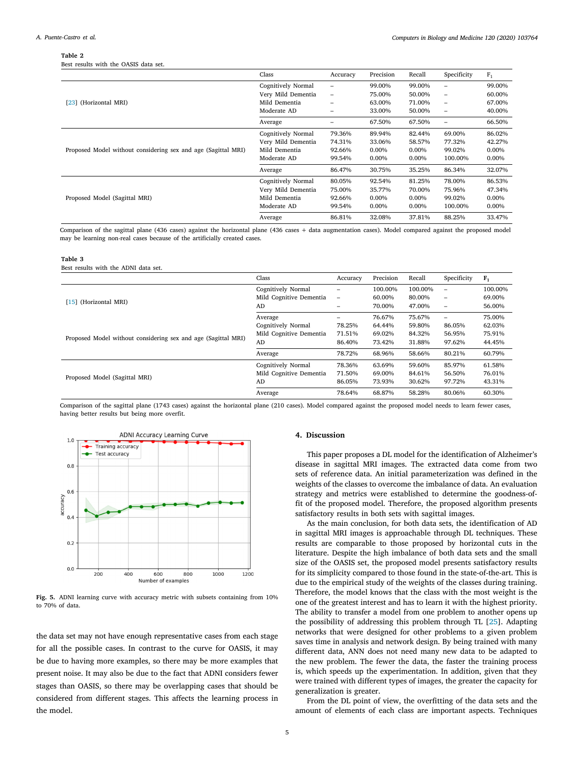**Table 2**
Best results with the OASIS data set.

| | Class | Accuracy | Precision | Recall | Specificity | $F_1$ |
|---|---|---|---|---|---|---|
| [23] (Horizontal MRI) | Cognitively Normal | – | 99.00% | 99.00% | – | 99.00% |
| | Very Mild Dementia | – | 75.00% | 50.00% | – | 60.00% |
| | Mild Dementia | – | 63.00% | 71.00% | – | 67.00% |
| | Moderate AD | – | 33.00% | 50.00% | – | 40.00% |
| | Average | – | 67.50% | 67.50% | – | 66.50% |
| Proposed Model without considering sex and age (Sagittal MRI) | Cognitively Normal | 79.36% | 89.94% | 82.44% | 69.00% | 86.02% |
| | Very Mild Dementia | 74.31% | 33.06% | 58.57% | 77.32% | 42.27% |
| | Mild Dementia | 92.66% | 0.00% | 0.00% | 99.02% | 0.00% |
| | Moderate AD | 99.54% | 0.00% | 0.00% | 100.00% | 0.00% |
| | Average | 86.47% | 30.75% | 35.25% | 86.34% | 32.07% |
| Proposed Model (Sagittal MRI) | Cognitively Normal | 80.05% | 92.54% | 81.25% | 78.00% | 86.53% |
| | Very Mild Dementia | 75.00% | 35.77% | 70.00% | 75.96% | 47.34% |
| | Mild Dementia | 92.66% | 0.00% | 0.00% | 99.02% | 0.00% |
| | Moderate AD | 99.54% | 0.00% | 0.00% | 100.00% | 0.00% |
| | Average | 86.81% | 32.08% | 37.81% | 88.25% | 33.47% |

Comparison of the sagittal plane (436 cases) against the horizontal plane (436 cases + data augmentation cases). Model compared against the proposed model may be learning non-real cases because of the artificially created cases.

**Table 3**
Best results with the ADNI data set.

| | Class | Accuracy | Precision | Recall | Specificity | $F_1$ |
|---|---|---|---|---|---|---|
| [15] (Horizontal MRI) | Cognitively Normal | – | 100.00% | 100.00% | – | 100.00% |
| | Mild Cognitive Dementia | – | 60.00% | 80.00% | – | 69.00% |
| | AD | – | 70.00% | 47.00% | – | 56.00% |
| | Average | – | 76.67% | 75.67% | – | 75.00% |
| Proposed Model without considering sex and age (Sagittal MRI) | Cognitively Normal | 78.25% | 64.44% | 59.80% | 86.05% | 62.03% |
| | Mild Cognitive Dementia | 71.51% | 69.02% | 84.32% | 56.95% | 75.91% |
| | AD | 86.40% | 73.42% | 31.88% | 97.62% | 44.45% |
| | Average | 78.72% | 68.96% | 58.66% | 80.21% | 60.79% |
| Proposed Model (Sagittal MRI) | Cognitively Normal | 78.36% | 63.69% | 59.60% | 85.97% | 61.58% |
| | Mild Cognitive Dementia | 71.50% | 69.00% | 84.61% | 56.50% | 76.01% |
| | AD | 86.05% | 73.93% | 30.62% | 97.72% | 43.31% |
| | Average | 78.64% | 68.87% | 58.28% | 80.06% | 60.30% |

Comparison of the sagittal plane (1743 cases) against the horizontal plane (210 cases). Model compared against the proposed model needs to learn fewer cases, having better results but being more overfit.

ADNI Accuracy Learning Curve
Training accuracy
Test accuracy
accuracy
Number of examples
1.0
0.8
0.6
0.4
0.2
0.0
200
400
600
800
1000
1200

**Fig. 5.** ADNI learning curve with accuracy metric with subsets containing from 10% to 70% of data.

the data set may not have enough representative cases from each stage for all the possible cases. In contrast to the curve for OASIS, it may be due to having more examples, so there may be more examples that present noise. It may also be due to the fact that ADNI considers fewer stages than OASIS, so there may be overlapping cases that should be considered from different stages. This affects the learning process in the model.

## 4. Discussion

This paper proposes a DL model for the identification of Alzheimer's disease in sagittal MRI images. The extracted data come from two sets of reference data. An initial parameterization was defined in the weights of the classes to overcome the imbalance of data. An evaluation strategy and metrics were established to determine the goodness-of-fit of the proposed model. Therefore, the proposed algorithm presents satisfactory results in both sets with sagittal images.

As the main conclusion, for both data sets, the identification of AD in sagittal MRI images is approachable through DL techniques. These results are comparable to those proposed by horizontal cuts in the literature. Despite the high imbalance of both data sets and the small size of the OASIS set, the proposed model presents satisfactory results for its simplicity compared to those found in the state-of-the-art. This is due to the empirical study of the weights of the classes during training. Therefore, the model knows that the class with the most weight is the one of the greatest interest and has to learn it with the highest priority. The ability to transfer a model from one problem to another opens up the possibility of addressing this problem through TL [25]. Adapting networks that were designed for other problems to a given problem saves time in analysis and network design. By being trained with many different data, ANN does not need many new data to be adapted to the new problem. The fewer the data, the faster the training process is, which speeds up the experimentation. In addition, given that they were trained with different types of images, the greater the capacity for generalization is greater.

From the DL point of view, the overfitting of the data sets and the amount of elements of each class are important aspects. Techniques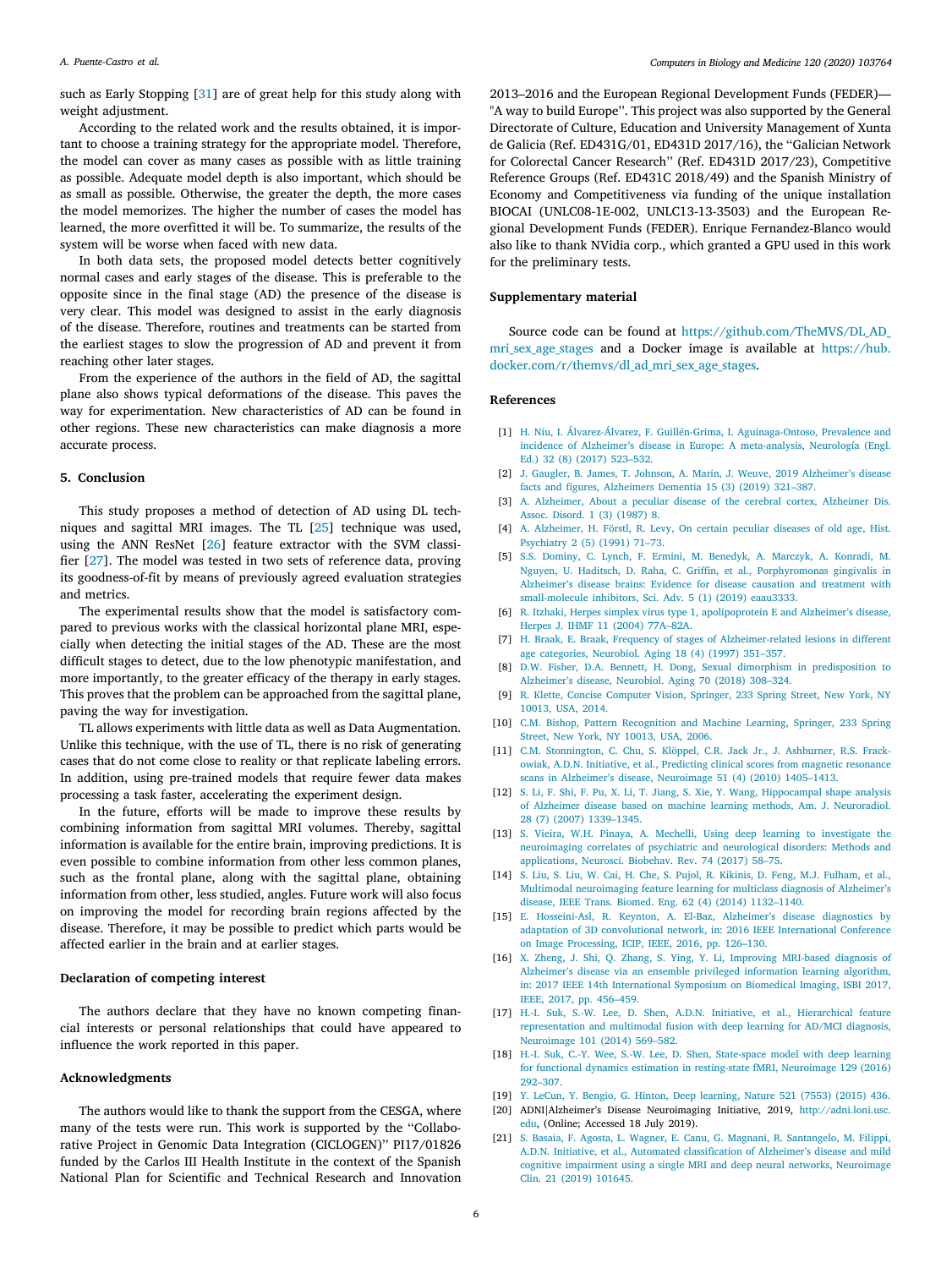such as Early Stopping [31] are of great help for this study along with weight adjustment.

According to the related work and the results obtained, it is important to choose a training strategy for the appropriate model. Therefore, the model can cover as many cases as possible with as little training as possible. Adequate model depth is also important, which should be as small as possible. Otherwise, the greater the depth, the more cases the model memorizes. The higher the number of cases the model has learned, the more overfitted it will be. To summarize, the results of the system will be worse when faced with new data.

In both data sets, the proposed model detects better cognitively normal cases and early stages of the disease. This is preferable to the opposite since in the final stage (AD) the presence of the disease is very clear. This model was designed to assist in the early diagnosis of the disease. Therefore, routines and treatments can be started from the earliest stages to slow the progression of AD and prevent it from reaching other later stages.

From the experience of the authors in the field of AD, the sagittal plane also shows typical deformations of the disease. This paves the way for experimentation. New characteristics of AD can be found in other regions. These new characteristics can make diagnosis a more accurate process.

## 5. Conclusion

This study proposes a method of detection of AD using DL techniques and sagittal MRI images. The TL [25] technique was used, using the ANN ResNet [26] feature extractor with the SVM classifier [27]. The model was tested in two sets of reference data, proving its goodness-of-fit by means of previously agreed evaluation strategies and metrics.

The experimental results show that the model is satisfactory compared to previous works with the classical horizontal plane MRI, especially when detecting the initial stages of the AD. These are the most difficult stages to detect, due to the low phenotypic manifestation, and more importantly, to the greater efficacy of the therapy in early stages. This proves that the problem can be approached from the sagittal plane, paving the way for investigation.

TL allows experiments with little data as well as Data Augmentation. Unlike this technique, with the use of TL, there is no risk of generating cases that do not come close to reality or that replicate labeling errors. In addition, using pre-trained models that require fewer data makes processing a task faster, accelerating the experiment design.

In the future, efforts will be made to improve these results by combining information from sagittal MRI volumes. Thereby, sagittal information is available for the entire brain, improving predictions. It is even possible to combine information from other less common planes, such as the frontal plane, along with the sagittal plane, obtaining information from other, less studied, angles. Future work will also focus on improving the model for recording brain regions affected by the disease. Therefore, it may be possible to predict which parts would be affected earlier in the brain and at earlier stages.

## Declaration of competing interest

The authors declare that they have no known competing financial interests or personal relationships that could have appeared to influence the work reported in this paper.

## Acknowledgments

The authors would like to thank the support from the CESGA, where many of the tests were run. This work is supported by the "Collaborative Project in Genomic Data Integration (CICLOGEN)" PI17/01826 funded by the Carlos III Health Institute in the context of the Spanish National Plan for Scientific and Technical Research and Innovation 2013–2016 and the European Regional Development Funds (FEDER)— "A way to build Europe". This project was also supported by the General Directorate of Culture, Education and University Management of Xunta de Galicia (Ref. ED431G/01, ED431D 2017/16), the "Galician Network for Colorectal Cancer Research" (Ref. ED431D 2017/23), Competitive Reference Groups (Ref. ED431C 2018/49) and the Spanish Ministry of Economy and Competitiveness via funding of the unique installation BIOCAI (UNLC08-1E-002, UNLC13-13-3503) and the European Regional Development Funds (FEDER). Enrique Fernandez-Blanco would also like to thank NVidia corp., which granted a GPU used in this work for the preliminary tests.

## Supplementary material

Source code can be found at https://github.com/TheMVS/DL_AD_mri_sex_age_stages and a Docker image is available at https://hub.docker.com/r/themvs/dl_ad_mri_sex_age_stages.

## References

[1] H. Niu, I. Álvarez-Álvarez, F. Guillén-Grima, I. Aguinaga-Ontoso, Prevalence and incidence of Alzheimer's disease in Europe: A meta-analysis, Neurología (Engl. Ed.) 32 (8) (2017) 523–532.

[2] J. Gaugler, B. James, T. Johnson, A. Marin, J. Weuve, 2019 Alzheimer's disease facts and figures, Alzheimers Dementia 15 (3) (2019) 321–387.

[3] A. Alzheimer, About a peculiar disease of the cerebral cortex, Alzheimer Dis. Assoc. Disord. 1 (3) (1987) 8.

[4] A. Alzheimer, H. Förstl, R. Levy, On certain peculiar diseases of old age, Hist. Psychiatry 2 (5) (1991) 71–73.

[5] S.S. Dominy, C. Lynch, F. Ermini, M. Benedyk, A. Marczyk, A. Konradi, M. Nguyen, U. Haditsch, D. Raha, C. Griffin, et al., Porphyromonas gingivalis in Alzheimer's disease brains: Evidence for disease causation and treatment with small-molecule inhibitors, Sci. Adv. 5 (1) (2019) eaau3333.

[6] R. Itzhaki, Herpes simplex virus type 1, apolipoprotein E and Alzheimer's disease, Herpes J. IHMF 11 (2004) 77A–82A.

[7] H. Braak, E. Braak, Frequency of stages of Alzheimer-related lesions in different age categories, Neurobiol. Aging 18 (4) (1997) 351–357.

[8] D.W. Fisher, D.A. Bennett, H. Dong, Sexual dimorphism in predisposition to Alzheimer's disease, Neurobiol. Aging 70 (2018) 308–324.

[9] R. Klette, Concise Computer Vision, Springer, 233 Spring Street, New York, NY 10013, USA, 2014.

[10] C.M. Bishop, Pattern Recognition and Machine Learning, Springer, 233 Spring Street, New York, NY 10013, USA, 2006.

[11] C.M. Stonnington, C. Chu, S. Klöppel, C.R. Jack Jr., J. Ashburner, R.S. Frackowiak, A.D.N. Initiative, et al., Predicting clinical scores from magnetic resonance scans in Alzheimer's disease, Neuroimage 51 (4) (2010) 1405–1413.

[12] S. Li, F. Shi, F. Pu, X. Li, T. Jiang, S. Xie, Y. Wang, Hippocampal shape analysis of Alzheimer disease based on machine learning methods, Am. J. Neuroradiol. 28 (7) (2007) 1339–1345.

[13] S. Vieira, W.H. Pinaya, A. Mechelli, Using deep learning to investigate the neuroimaging correlates of psychiatric and neurological disorders: Methods and applications, Neurosci. Biobehav. Rev. 74 (2017) 58–75.

[14] S. Liu, S. Liu, W. Cai, H. Che, S. Pujol, R. Kikinis, D. Feng, M.J. Fulham, et al., Multimodal neuroimaging feature learning for multiclass diagnosis of Alzheimer's disease, IEEE Trans. Biomed. Eng. 62 (4) (2014) 1132–1140.

[15] E. Hosseini-Asl, R. Keynton, A. El-Baz, Alzheimer's disease diagnostics by adaptation of 3D convolutional network, in: 2016 IEEE International Conference on Image Processing, ICIP, IEEE, 2016, pp. 126–130.

[16] X. Zheng, J. Shi, Q. Zhang, S. Ying, Y. Li, Improving MRI-based diagnosis of Alzheimer's disease via an ensemble privileged information learning algorithm, in: 2017 IEEE 14th International Symposium on Biomedical Imaging, ISBI 2017, IEEE, 2017, pp. 456–459.

[17] H.-I. Suk, S.-W. Lee, D. Shen, A.D.N. Initiative, et al., Hierarchical feature representation and multimodal fusion with deep learning for AD/MCI diagnosis, Neuroimage 101 (2014) 569–582.

[18] H.-I. Suk, C.-Y. Wee, S.-W. Lee, D. Shen, State-space model with deep learning for functional dynamics estimation in resting-state fMRI, Neuroimage 129 (2016) 292–307.

[19] Y. LeCun, Y. Bengio, G. Hinton, Deep learning, Nature 521 (7553) (2015) 436.

[20] ADNI|Alzheimer's Disease Neuroimaging Initiative, 2019, http://adni.loni.usc.edu, (Online; Accessed 18 July 2019).

[21] S. Basaia, F. Agosta, L. Wagner, E. Canu, G. Magnani, R. Santangelo, M. Filippi, A.D.N. Initiative, et al., Automated classification of Alzheimer's disease and mild cognitive impairment using a single MRI and deep neural networks, Neuroimage Clin. 21 (2019) 101645.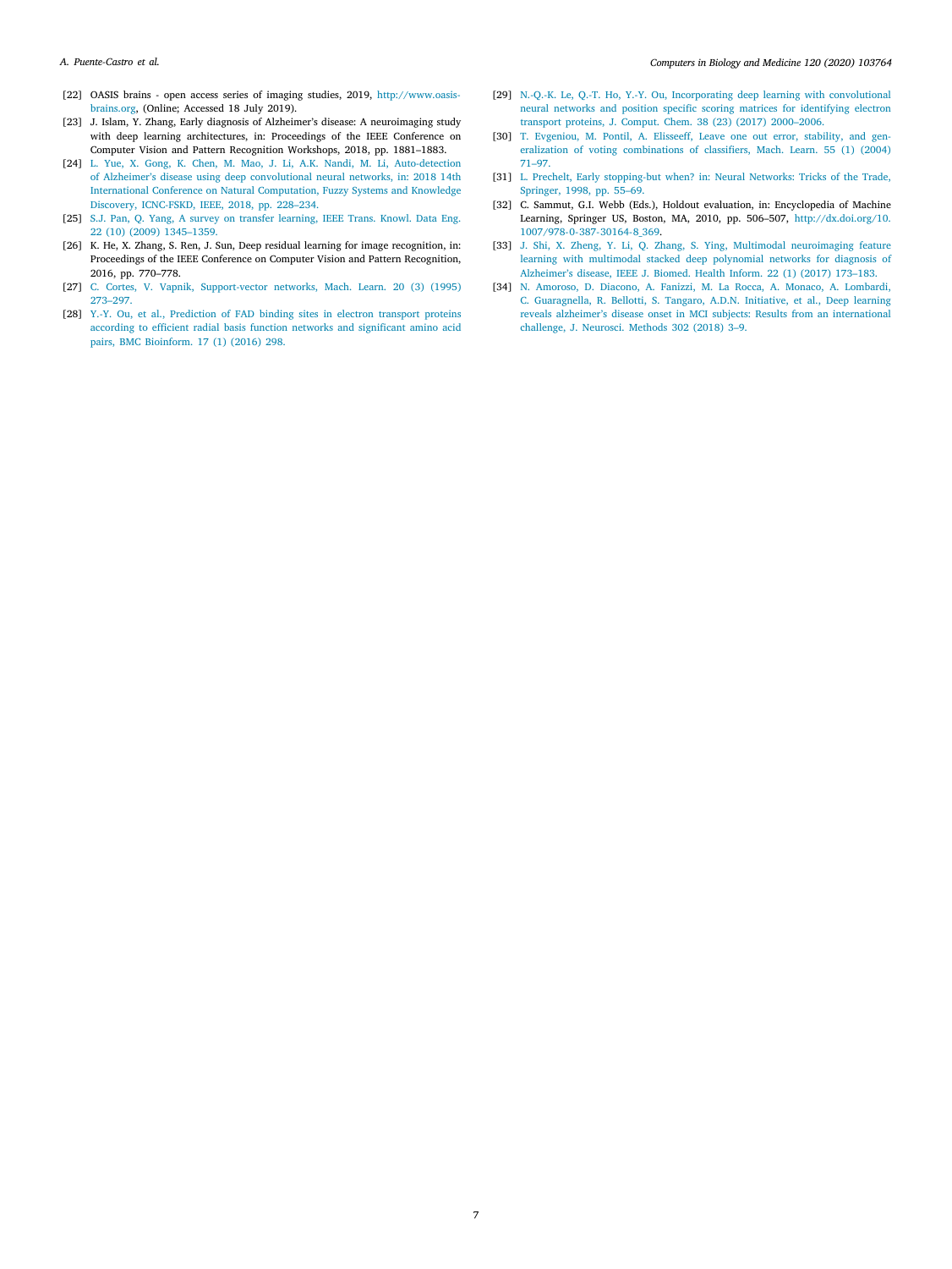[22] OASIS brains - open access series of imaging studies, 2019, http://www.oasis-brains.org, (Online; Accessed 18 July 2019).

[23] J. Islam, Y. Zhang, Early diagnosis of Alzheimer's disease: A neuroimaging study with deep learning architectures, in: Proceedings of the IEEE Conference on Computer Vision and Pattern Recognition Workshops, 2018, pp. 1881–1883.

[24] L. Yue, X. Gong, K. Chen, M. Mao, J. Li, A.K. Nandi, M. Li, Auto-detection of Alzheimer's disease using deep convolutional neural networks, in: 2018 14th International Conference on Natural Computation, Fuzzy Systems and Knowledge Discovery, ICNC-FSKD, IEEE, 2018, pp. 228–234.

[25] S.J. Pan, Q. Yang, A survey on transfer learning, IEEE Trans. Knowl. Data Eng. 22 (10) (2009) 1345–1359.

[26] K. He, X. Zhang, S. Ren, J. Sun, Deep residual learning for image recognition, in: Proceedings of the IEEE Conference on Computer Vision and Pattern Recognition, 2016, pp. 770–778.

[27] C. Cortes, V. Vapnik, Support-vector networks, Mach. Learn. 20 (3) (1995) 273–297.

[28] Y.-Y. Ou, et al., Prediction of FAD binding sites in electron transport proteins according to efficient radial basis function networks and significant amino acid pairs, BMC Bioinform. 17 (1) (2016) 298.

[29] N.-Q.-K. Le, Q.-T. Ho, Y.-Y. Ou, Incorporating deep learning with convolutional neural networks and position specific scoring matrices for identifying electron transport proteins, J. Comput. Chem. 38 (23) (2017) 2000–2006.

[30] T. Evgeniou, M. Pontil, A. Elisseeff, Leave one out error, stability, and generalization of voting combinations of classifiers, Mach. Learn. 55 (1) (2004) 71–97.

[31] L. Prechelt, Early stopping-but when? in: Neural Networks: Tricks of the Trade, Springer, 1998, pp. 55–69.

[32] C. Sammut, G.I. Webb (Eds.), Holdout evaluation, in: Encyclopedia of Machine Learning, Springer US, Boston, MA, 2010, pp. 506–507, http://dx.doi.org/10.1007/978-0-387-30164-8_369.

[33] J. Shi, X. Zheng, Y. Li, Q. Zhang, S. Ying, Multimodal neuroimaging feature learning with multimodal stacked deep polynomial networks for diagnosis of Alzheimer's disease, IEEE J. Biomed. Health Inform. 22 (1) (2017) 173–183.

[34] N. Amoroso, D. Diacono, A. Fanizzi, M. La Rocca, A. Monaco, A. Lombardi, C. Guaragnella, R. Bellotti, S. Tangaro, A.D.N. Initiative, et al., Deep learning reveals alzheimer's disease onset in MCI subjects: Results from an international challenge, J. Neurosci. Methods 302 (2018) 3–9.